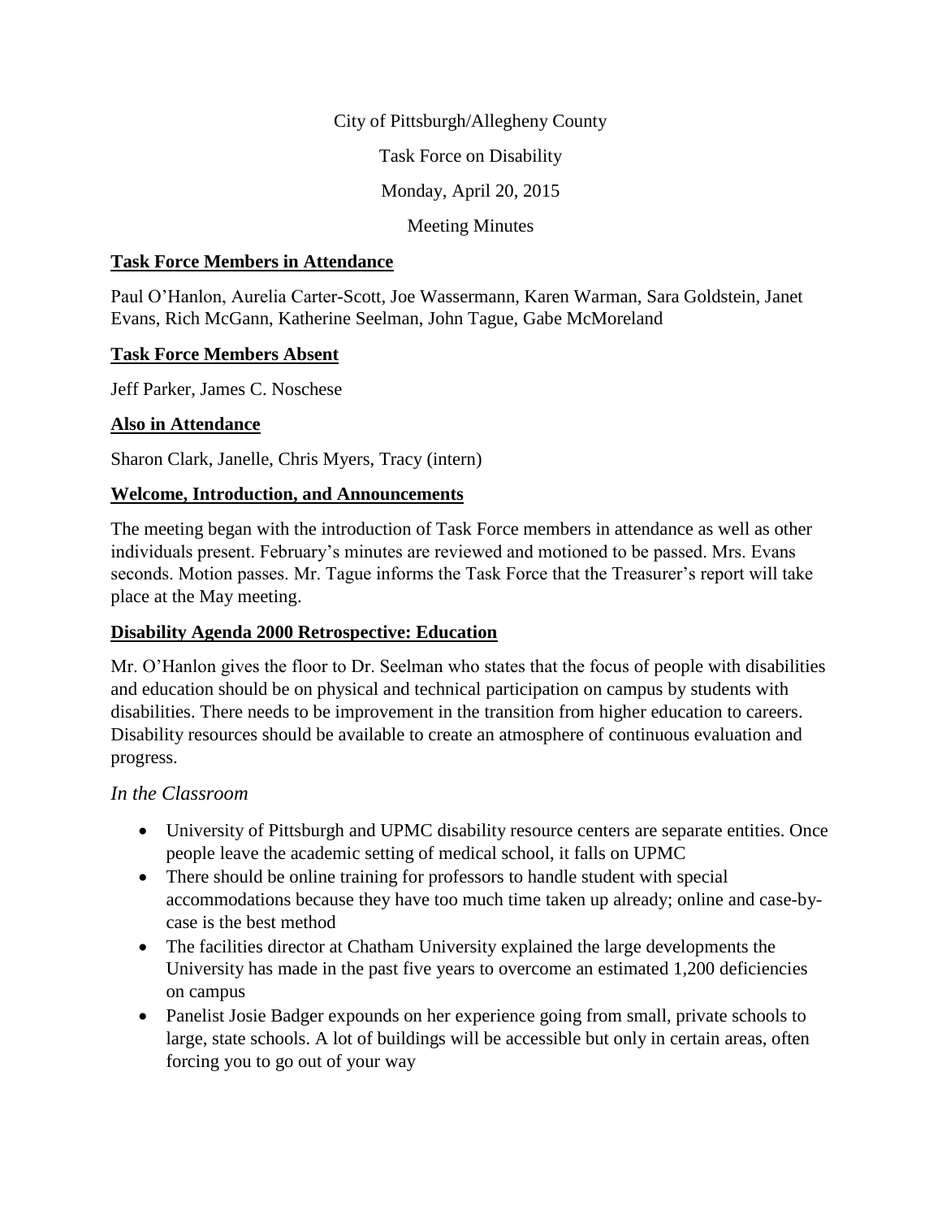City of Pittsburgh/Allegheny County

Task Force on Disability

Monday, April 20, 2015

Meeting Minutes

**Task Force Members in Attendance**

Paul O'Hanlon, Aurelia Carter-Scott, Joe Wassermann, Karen Warman, Sara Goldstein, Janet Evans, Rich McGann, Katherine Seelman, John Tague, Gabe McMoreland

**Task Force Members Absent**

Jeff Parker, James C. Noschese

**Also in Attendance**

Sharon Clark, Janelle, Chris Myers, Tracy (intern)

**Welcome, Introduction, and Announcements**

The meeting began with the introduction of Task Force members in attendance as well as other individuals present. February's minutes are reviewed and motioned to be passed. Mrs. Evans seconds. Motion passes. Mr. Tague informs the Task Force that the Treasurer's report will take place at the May meeting.

**Disability Agenda 2000 Retrospective: Education**

Mr. O'Hanlon gives the floor to Dr. Seelman who states that the focus of people with disabilities and education should be on physical and technical participation on campus by students with disabilities. There needs to be improvement in the transition from higher education to careers. Disability resources should be available to create an atmosphere of continuous evaluation and progress.

*In the Classroom*

- University of Pittsburgh and UPMC disability resource centers are separate entities. Once people leave the academic setting of medical school, it falls on UPMC
- There should be online training for professors to handle student with special accommodations because they have too much time taken up already; online and case-by-case is the best method
- The facilities director at Chatham University explained the large developments the University has made in the past five years to overcome an estimated 1,200 deficiencies on campus
- Panelist Josie Badger expounds on her experience going from small, private schools to large, state schools. A lot of buildings will be accessible but only in certain areas, often forcing you to go out of your way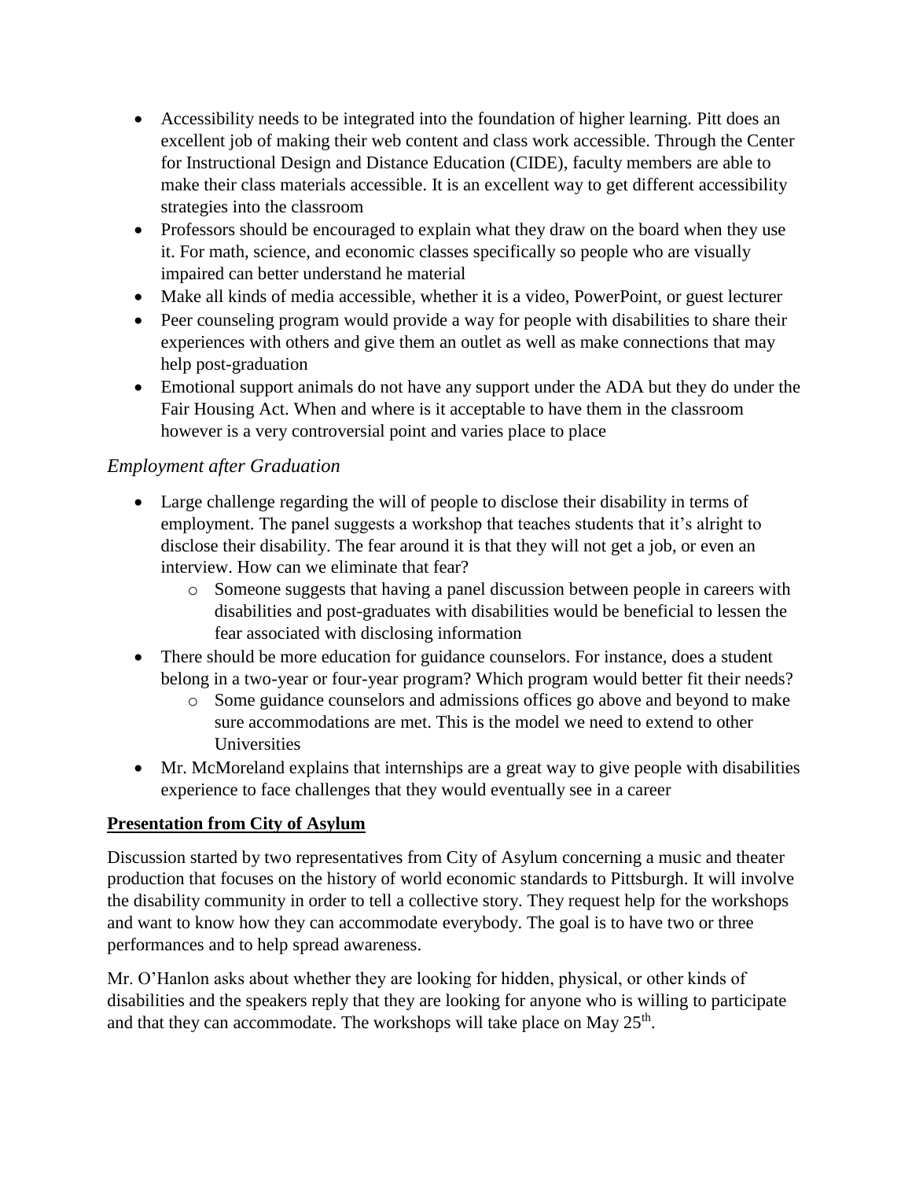- Accessibility needs to be integrated into the foundation of higher learning. Pitt does an excellent job of making their web content and class work accessible. Through the Center for Instructional Design and Distance Education (CIDE), faculty members are able to make their class materials accessible. It is an excellent way to get different accessibility strategies into the classroom
- Professors should be encouraged to explain what they draw on the board when they use it. For math, science, and economic classes specifically so people who are visually impaired can better understand he material
- Make all kinds of media accessible, whether it is a video, PowerPoint, or guest lecturer
- Peer counseling program would provide a way for people with disabilities to share their experiences with others and give them an outlet as well as make connections that may help post-graduation
- Emotional support animals do not have any support under the ADA but they do under the Fair Housing Act. When and where is it acceptable to have them in the classroom however is a very controversial point and varies place to place

### *Employment after Graduation*

- Large challenge regarding the will of people to disclose their disability in terms of employment. The panel suggests a workshop that teaches students that it's alright to disclose their disability. The fear around it is that they will not get a job, or even an interview. How can we eliminate that fear?
    - Someone suggests that having a panel discussion between people in careers with disabilities and post-graduates with disabilities would be beneficial to lessen the fear associated with disclosing information
- There should be more education for guidance counselors. For instance, does a student belong in a two-year or four-year program? Which program would better fit their needs?
    - Some guidance counselors and admissions offices go above and beyond to make sure accommodations are met. This is the model we need to extend to other Universities
- Mr. McMoreland explains that internships are a great way to give people with disabilities experience to face challenges that they would eventually see in a career

## **Presentation from City of Asylum**

Discussion started by two representatives from City of Asylum concerning a music and theater production that focuses on the history of world economic standards to Pittsburgh. It will involve the disability community in order to tell a collective story. They request help for the workshops and want to know how they can accommodate everybody. The goal is to have two or three performances and to help spread awareness.

Mr. O'Hanlon asks about whether they are looking for hidden, physical, or other kinds of disabilities and the speakers reply that they are looking for anyone who is willing to participate and that they can accommodate. The workshops will take place on May 25th.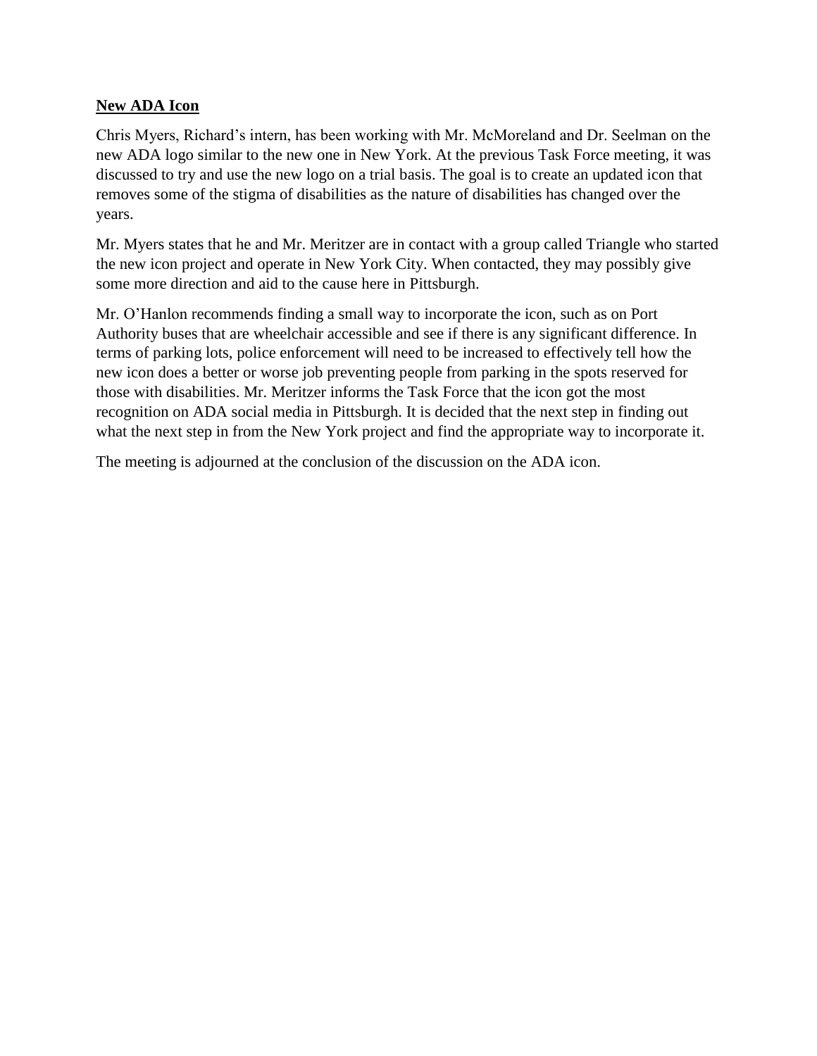**New ADA Icon**

Chris Myers, Richard's intern, has been working with Mr. McMoreland and Dr. Seelman on the new ADA logo similar to the new one in New York. At the previous Task Force meeting, it was discussed to try and use the new logo on a trial basis. The goal is to create an updated icon that removes some of the stigma of disabilities as the nature of disabilities has changed over the years.

Mr. Myers states that he and Mr. Meritzer are in contact with a group called Triangle who started the new icon project and operate in New York City. When contacted, they may possibly give some more direction and aid to the cause here in Pittsburgh.

Mr. O'Hanlon recommends finding a small way to incorporate the icon, such as on Port Authority buses that are wheelchair accessible and see if there is any significant difference. In terms of parking lots, police enforcement will need to be increased to effectively tell how the new icon does a better or worse job preventing people from parking in the spots reserved for those with disabilities. Mr. Meritzer informs the Task Force that the icon got the most recognition on ADA social media in Pittsburgh. It is decided that the next step in finding out what the next step in from the New York project and find the appropriate way to incorporate it.

The meeting is adjourned at the conclusion of the discussion on the ADA icon.